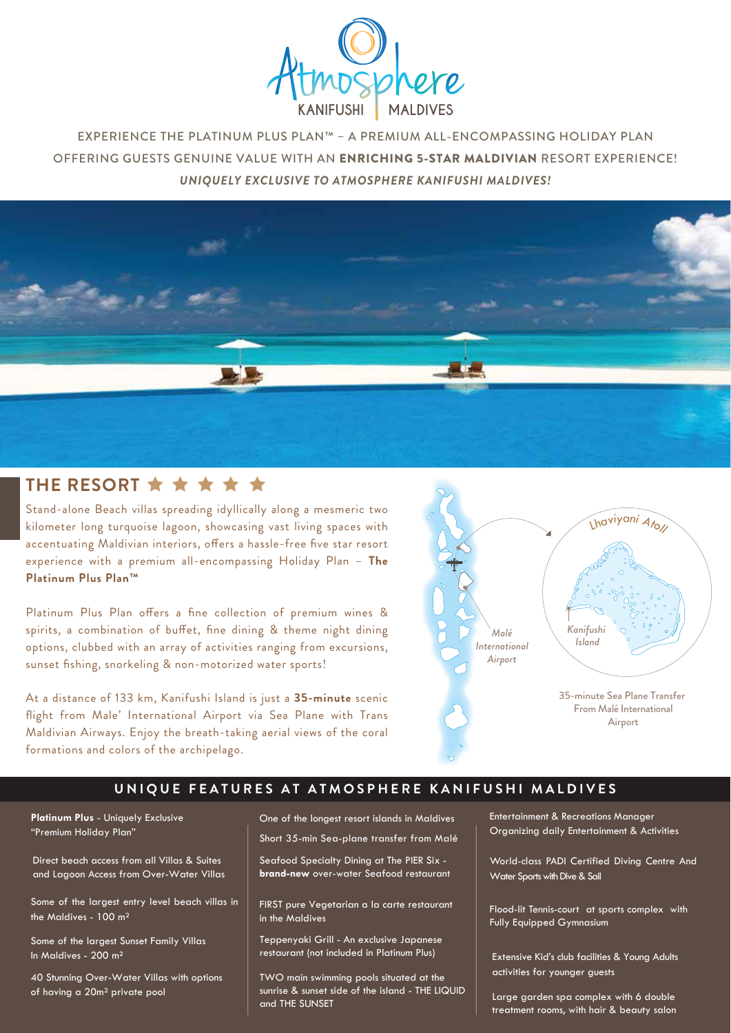# Atmosphere KANIFUSHI | MALDIVES

EXPERIENCE THE PLATINUM PLUS PLAN™ – A PREMIUM ALL-ENCOMPASSING HOLIDAY PLAN OFFERING GUESTS GENUINE VALUE WITH AN **ENRICHING 5-STAR MALDIVIAN** RESORT EXPERIENCE!

***UNIQUELY EXCLUSIVE TO ATMOSPHERE KANIFUSHI MALDIVES!***

## THE RESORT ★★★★★

Stand-alone Beach villas spreading idyllically along a mesmeric two kilometer long turquoise lagoon, showcasing vast living spaces with accentuating Maldivian interiors, offers a hassle-free five star resort experience with a premium all-encompassing Holiday Plan – **The Platinum Plus Plan™**

Platinum Plus Plan offers a fine collection of premium wines & spirits, a combination of buffet, fine dining & theme night dining options, clubbed with an array of activities ranging from excursions, sunset fishing, snorkeling & non-motorized water sports!

At a distance of 133 km, Kanifushi Island is just a **35-minute** scenic flight from Male' International Airport via Sea Plane with Trans Maldivian Airways. Enjoy the breath-taking aerial views of the coral formations and colors of the archipelago.

*Lhaviyani Atoll*

*Kanifushi Island*

*Malé International Airport*

35-minute Sea Plane Transfer From Malé International Airport

## UNIQUE FEATURES AT ATMOSPHERE KANIFUSHI MALDIVES

- **Platinum Plus** - Uniquely Exclusive "Premium Holiday Plan"
- Direct beach access from all Villas & Suites and Lagoon Access from Over-Water Villas
- Some of the largest entry level beach villas in the Maldives - 100 m²
- Some of the largest Sunset Family Villas In Maldives - 200 m²
- 40 Stunning Over-Water Villas with options of having a 20m² private pool
- One of the longest resort islands in Maldives
- Short 35-min Sea-plane transfer from Malé
- Seafood Specialty Dining at The PIER Six - **brand-new** over-water Seafood restaurant
- FIRST pure Vegetarian a la carte restaurant in the Maldives
- Teppenyaki Grill - An exclusive Japanese restaurant (not included in Platinum Plus)
- TWO main swimming pools situated at the sunrise & sunset side of the island - THE LIQUID and THE SUNSET
- Entertainment & Recreations Manager Organizing daily Entertainment & Activities
- World-class PADI Certified Diving Centre And Water Sports with Dive & Sail
- Flood-lit Tennis-court at sports complex with Fully Equipped Gymnasium
- Extensive Kid's club facilities & Young Adults activities for younger guests
- Large garden spa complex with 6 double treatment rooms, with hair & beauty salon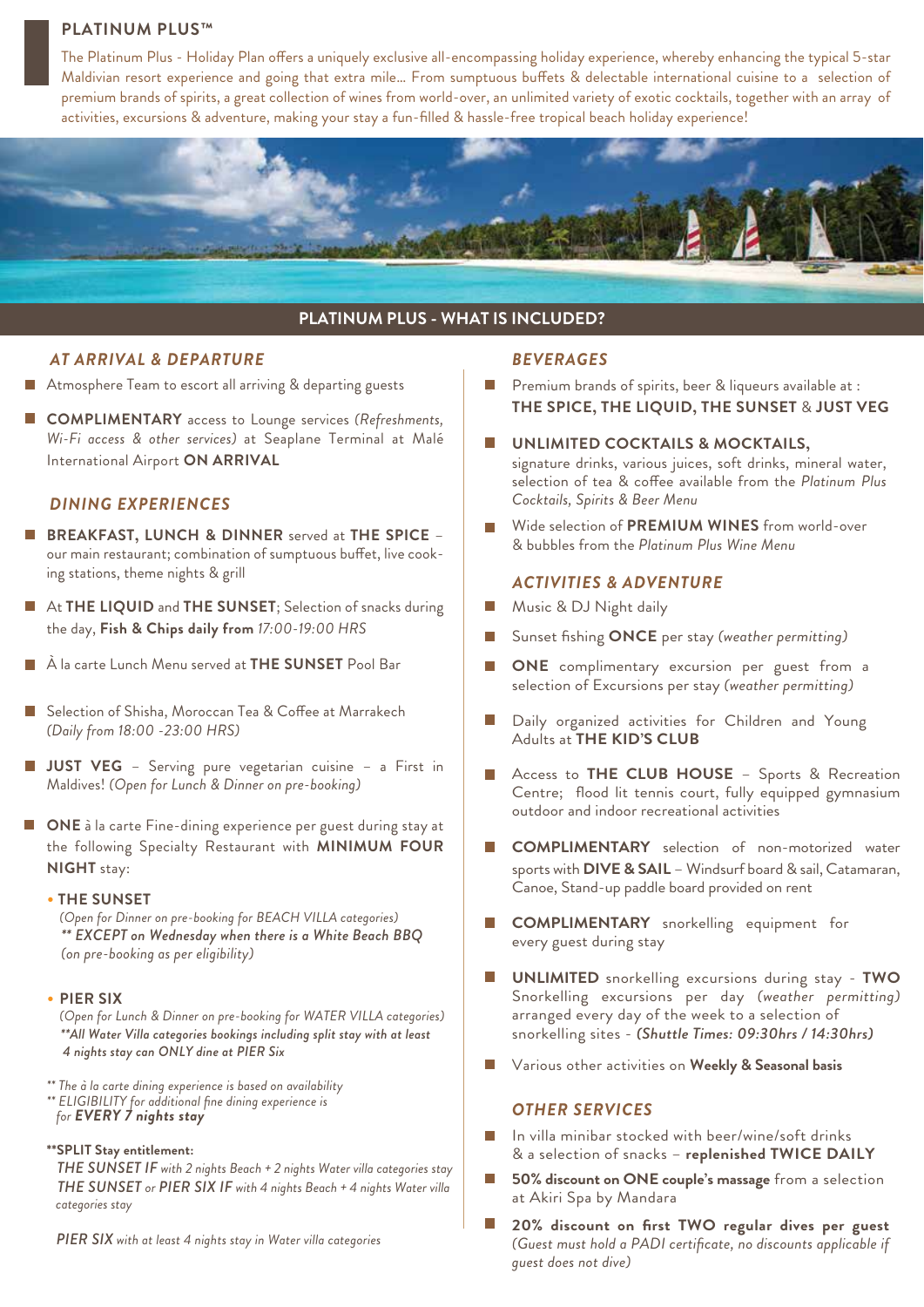## PLATINUM PLUS™

The Platinum Plus - Holiday Plan offers a uniquely exclusive all-encompassing holiday experience, whereby enhancing the typical 5-star Maldivian resort experience and going that extra mile… From sumptuous buffets & delectable international cuisine to a selection of premium brands of spirits, a great collection of wines from world-over, an unlimited variety of exotic cocktails, together with an array of activities, excursions & adventure, making your stay a fun-filled & hassle-free tropical beach holiday experience!

## PLATINUM PLUS - WHAT IS INCLUDED?

### *AT ARRIVAL & DEPARTURE*

- Atmosphere Team to escort all arriving & departing guests
- **COMPLIMENTARY** access to Lounge services *(Refreshments, Wi-Fi access & other services)* at Seaplane Terminal at Malé International Airport **ON ARRIVAL**

### *DINING EXPERIENCES*

- **BREAKFAST, LUNCH & DINNER** served at **THE SPICE** – our main restaurant; combination of sumptuous buffet, live cooking stations, theme nights & grill
- At **THE LIQUID** and **THE SUNSET**; Selection of snacks during the day, **Fish & Chips daily from** *17:00-19:00 HRS*
- À la carte Lunch Menu served at **THE SUNSET** Pool Bar
- Selection of Shisha, Moroccan Tea & Coffee at Marrakech *(Daily from 18:00 -23:00 HRS)*
- **JUST VEG** – Serving pure vegetarian cuisine – a First in Maldives! *(Open for Lunch & Dinner on pre-booking)*
- **ONE** à la carte Fine-dining experience per guest during stay at the following Specialty Restaurant with **MINIMUM FOUR NIGHT** stay:
  - **THE SUNSET**
    *(Open for Dinner on pre-booking for BEACH VILLA categories)*
    ***\*\* EXCEPT on Wednesday when there is a White Beach BBQ*** *(on pre-booking as per eligibility)*
  - **PIER SIX**
    *(Open for Lunch & Dinner on pre-booking for WATER VILLA categories)*
    ***\*\*All Water Villa categories bookings including split stay with at least 4 nights stay can ONLY dine at PIER Six***

*\*\* The à la carte dining experience is based on availability*
*\*\* ELIGIBILITY for additional fine dining experience is for* ***EVERY 7 nights stay***

**\*\*SPLIT Stay entitlement:**
***THE SUNSET IF*** *with 2 nights Beach + 2 nights Water villa categories stay*
***THE SUNSET*** *or* ***PIER SIX IF*** *with 4 nights Beach + 4 nights Water villa categories stay*

***PIER SIX*** *with at least 4 nights stay in Water villa categories*

### *BEVERAGES*

- Premium brands of spirits, beer & liqueurs available at : **THE SPICE, THE LIQUID, THE SUNSET** & **JUST VEG**
- **UNLIMITED COCKTAILS & MOCKTAILS,** signature drinks, various juices, soft drinks, mineral water, selection of tea & coffee available from the *Platinum Plus Cocktails, Spirits & Beer Menu*
- Wide selection of **PREMIUM WINES** from world-over & bubbles from the *Platinum Plus Wine Menu*

### *ACTIVITIES & ADVENTURE*

- Music & DJ Night daily
- Sunset fishing **ONCE** per stay *(weather permitting)*
- **ONE** complimentary excursion per guest from a selection of Excursions per stay *(weather permitting)*
- Daily organized activities for Children and Young Adults at **THE KID'S CLUB**
- Access to **THE CLUB HOUSE** – Sports & Recreation Centre; flood lit tennis court, fully equipped gymnasium outdoor and indoor recreational activities
- **COMPLIMENTARY** selection of non-motorized water sports with **DIVE & SAIL** – Windsurf board & sail, Catamaran, Canoe, Stand-up paddle board provided on rent
- **COMPLIMENTARY** snorkelling equipment for every guest during stay
- **UNLIMITED** snorkelling excursions during stay - **TWO** Snorkelling excursions per day *(weather permitting)* arranged every day of the week to a selection of snorkelling sites - ***(Shuttle Times: 09:30hrs / 14:30hrs)***
- Various other activities on **Weekly & Seasonal basis**

### *OTHER SERVICES*

- In villa minibar stocked with beer/wine/soft drinks & a selection of snacks – **replenished TWICE DAILY**
- **50% discount on ONE couple's massage** from a selection at Akiri Spa by Mandara
- **20% discount on first TWO regular dives per guest** *(Guest must hold a PADI certificate, no discounts applicable if guest does not dive)*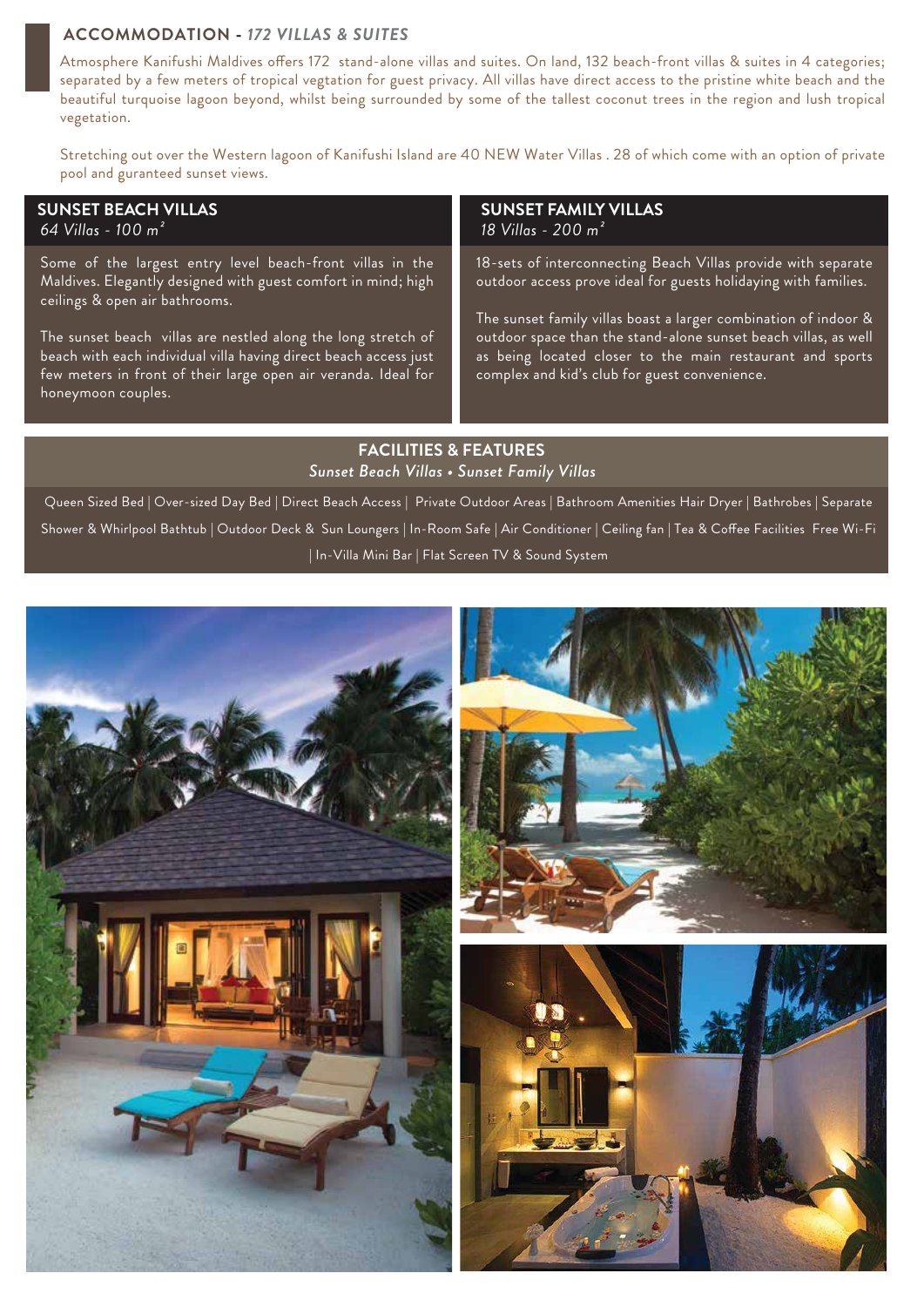## ACCOMMODATION - *172 VILLAS & SUITES*

Atmosphere Kanifushi Maldives offers 172 stand-alone villas and suites. On land, 132 beach-front villas & suites in 4 categories; separated by a few meters of tropical vegtation for guest privacy. All villas have direct access to the pristine white beach and the beautiful turquoise lagoon beyond, whilst being surrounded by some of the tallest coconut trees in the region and lush tropical vegetation.

Stretching out over the Western lagoon of Kanifushi Island are 40 NEW Water Villas . 28 of which come with an option of private pool and guranteed sunset views.

### SUNSET BEACH VILLAS

*64 Villas - 100 m²*

Some of the largest entry level beach-front villas in the Maldives. Elegantly designed with guest comfort in mind; high ceilings & open air bathrooms.

The sunset beach villas are nestled along the long stretch of beach with each individual villa having direct beach access just few meters in front of their large open air veranda. Ideal for honeymoon couples.

### SUNSET FAMILY VILLAS

*18 Villas - 200 m²*

18-sets of interconnecting Beach Villas provide with separate outdoor access prove ideal for guests holidaying with families.

The sunset family villas boast a larger combination of indoor & outdoor space than the stand-alone sunset beach villas, as well as being located closer to the main restaurant and sports complex and kid's club for guest convenience.

### FACILITIES & FEATURES

*Sunset Beach Villas • Sunset Family Villas*

Queen Sized Bed | Over-sized Day Bed | Direct Beach Access | Private Outdoor Areas | Bathroom Amenities Hair Dryer | Bathrobes | Separate Shower & Whirlpool Bathtub | Outdoor Deck & Sun Loungers | In-Room Safe | Air Conditioner | Ceiling fan | Tea & Coffee Facilities Free Wi-Fi | In-Villa Mini Bar | Flat Screen TV & Sound System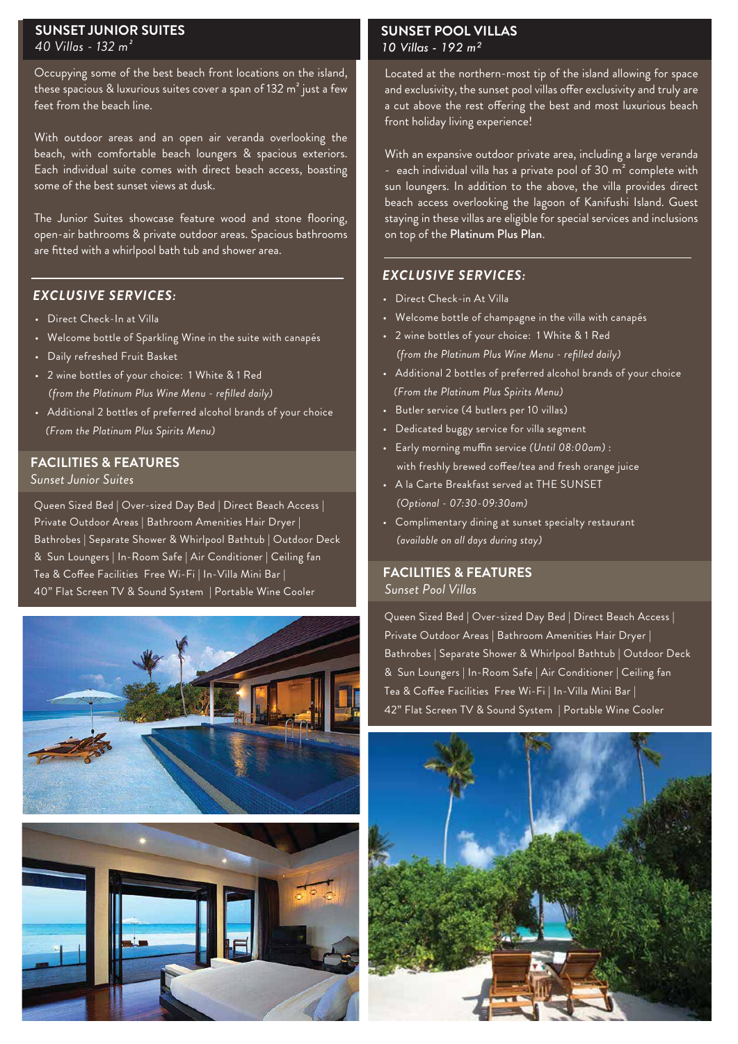## SUNSET JUNIOR SUITES

*40 Villas - 132 m²*

Occupying some of the best beach front locations on the island, these spacious & luxurious suites cover a span of 132 m² just a few feet from the beach line.

With outdoor areas and an open air veranda overlooking the beach, with comfortable beach loungers & spacious exteriors. Each individual suite comes with direct beach access, boasting some of the best sunset views at dusk.

The Junior Suites showcase feature wood and stone flooring, open-air bathrooms & private outdoor areas. Spacious bathrooms are fitted with a whirlpool bath tub and shower area.

### *EXCLUSIVE SERVICES:*

- Direct Check-In at Villa
- Welcome bottle of Sparkling Wine in the suite with canapés
- Daily refreshed Fruit Basket
- 2 wine bottles of your choice: 1 White & 1 Red
  *(from the Platinum Plus Wine Menu - refilled daily)*
- Additional 2 bottles of preferred alcohol brands of your choice
  *(From the Platinum Plus Spirits Menu)*

### FACILITIES & FEATURES

*Sunset Junior Suites*

Queen Sized Bed | Over-sized Day Bed | Direct Beach Access | Private Outdoor Areas | Bathroom Amenities Hair Dryer | Bathrobes | Separate Shower & Whirlpool Bathtub | Outdoor Deck & Sun Loungers | In-Room Safe | Air Conditioner | Ceiling fan Tea & Coffee Facilities Free Wi-Fi | In-Villa Mini Bar | 40" Flat Screen TV & Sound System | Portable Wine Cooler

## SUNSET POOL VILLAS

*10 Villas - 192 m²*

Located at the northern-most tip of the island allowing for space and exclusivity, the sunset pool villas offer exclusivity and truly are a cut above the rest offering the best and most luxurious beach front holiday living experience!

With an expansive outdoor private area, including a large veranda - each individual villa has a private pool of 30 m² complete with sun loungers. In addition to the above, the villa provides direct beach access overlooking the lagoon of Kanifushi Island. Guest staying in these villas are eligible for special services and inclusions on top of the **Platinum Plus Plan**.

### *EXCLUSIVE SERVICES:*

- Direct Check-in At Villa
- Welcome bottle of champagne in the villa with canapés
- 2 wine bottles of your choice: 1 White & 1 Red
  *(from the Platinum Plus Wine Menu - refilled daily)*
- Additional 2 bottles of preferred alcohol brands of your choice
  *(From the Platinum Plus Spirits Menu)*
- Butler service (4 butlers per 10 villas)
- Dedicated buggy service for villa segment
- Early morning muffin service *(Until 08:00am)* :
  with freshly brewed coffee/tea and fresh orange juice
- A la Carte Breakfast served at THE SUNSET
  *(Optional - 07:30-09:30am)*
- Complimentary dining at sunset specialty restaurant
  *(available on all days during stay)*

### FACILITIES & FEATURES

*Sunset Pool Villas*

Queen Sized Bed | Over-sized Day Bed | Direct Beach Access | Private Outdoor Areas | Bathroom Amenities Hair Dryer | Bathrobes | Separate Shower & Whirlpool Bathtub | Outdoor Deck & Sun Loungers | In-Room Safe | Air Conditioner | Ceiling fan Tea & Coffee Facilities Free Wi-Fi | In-Villa Mini Bar | 42" Flat Screen TV & Sound System | Portable Wine Cooler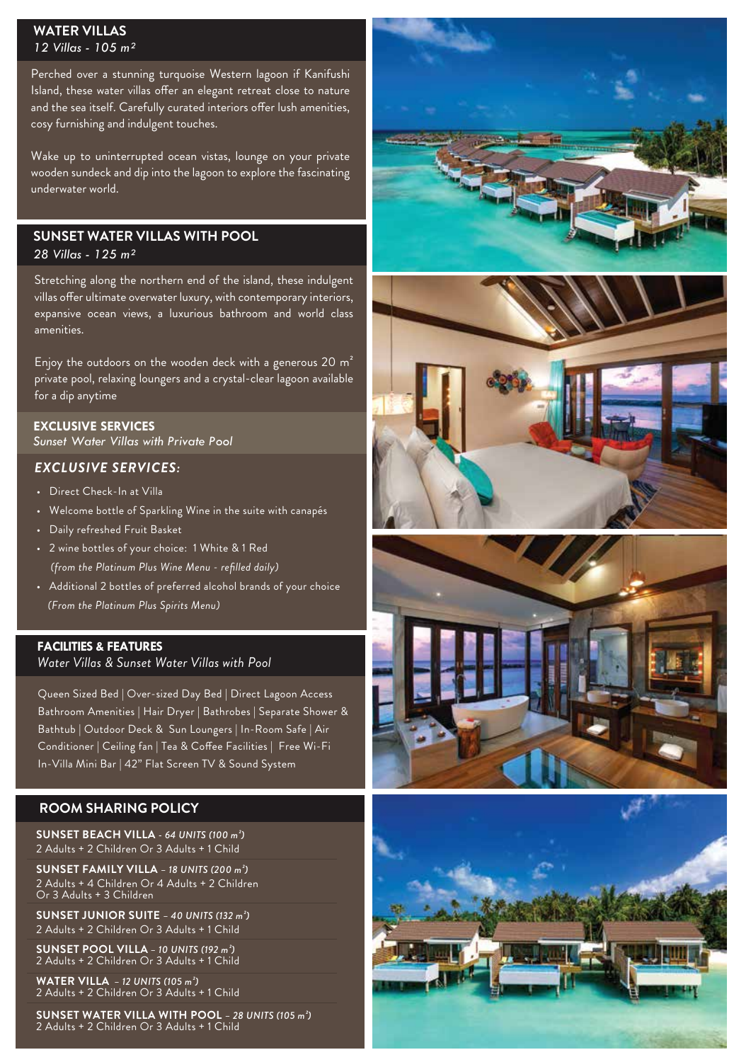## WATER VILLAS

*12 Villas - 105 m²*

Perched over a stunning turquoise Western lagoon if Kanifushi Island, these water villas offer an elegant retreat close to nature and the sea itself. Carefully curated interiors offer lush amenities, cosy furnishing and indulgent touches.

Wake up to uninterrupted ocean vistas, lounge on your private wooden sundeck and dip into the lagoon to explore the fascinating underwater world.

## SUNSET WATER VILLAS WITH POOL

*28 Villas - 125 m²*

Stretching along the northern end of the island, these indulgent villas offer ultimate overwater luxury, with contemporary interiors, expansive ocean views, a luxurious bathroom and world class amenities.

Enjoy the outdoors on the wooden deck with a generous 20 m² private pool, relaxing loungers and a crystal-clear lagoon available for a dip anytime

## EXCLUSIVE SERVICES

*Sunset Water Villas with Private Pool*

### *EXCLUSIVE SERVICES:*

- Direct Check-In at Villa
- Welcome bottle of Sparkling Wine in the suite with canapés
- Daily refreshed Fruit Basket
- 2 wine bottles of your choice: 1 White & 1 Red
  *(from the Platinum Plus Wine Menu - refilled daily)*
- Additional 2 bottles of preferred alcohol brands of your choice
  *(From the Platinum Plus Spirits Menu)*

## FACILITIES & FEATURES

*Water Villas & Sunset Water Villas with Pool*

Queen Sized Bed | Over-sized Day Bed | Direct Lagoon Access
Bathroom Amenities | Hair Dryer | Bathrobes | Separate Shower & Bathtub | Outdoor Deck & Sun Loungers | In-Room Safe | Air Conditioner | Ceiling fan | Tea & Coffee Facilities | Free Wi-Fi
In-Villa Mini Bar | 42" Flat Screen TV & Sound System

## ROOM SHARING POLICY

**SUNSET BEACH VILLA** - *64 UNITS (100 m²)*
2 Adults + 2 Children Or 3 Adults + 1 Child

**SUNSET FAMILY VILLA** – *18 UNITS (200 m²)*
2 Adults + 4 Children Or 4 Adults + 2 Children Or 3 Adults + 3 Children

**SUNSET JUNIOR SUITE** – *40 UNITS (132 m²)*
2 Adults + 2 Children Or 3 Adults + 1 Child

**SUNSET POOL VILLA** – *10 UNITS (192 m²)*
2 Adults + 2 Children Or 3 Adults + 1 Child

**WATER VILLA** – *12 UNITS (105 m²)*
2 Adults + 2 Children Or 3 Adults + 1 Child

**SUNSET WATER VILLA WITH POOL** – *28 UNITS (105 m²)*
2 Adults + 2 Children Or 3 Adults + 1 Child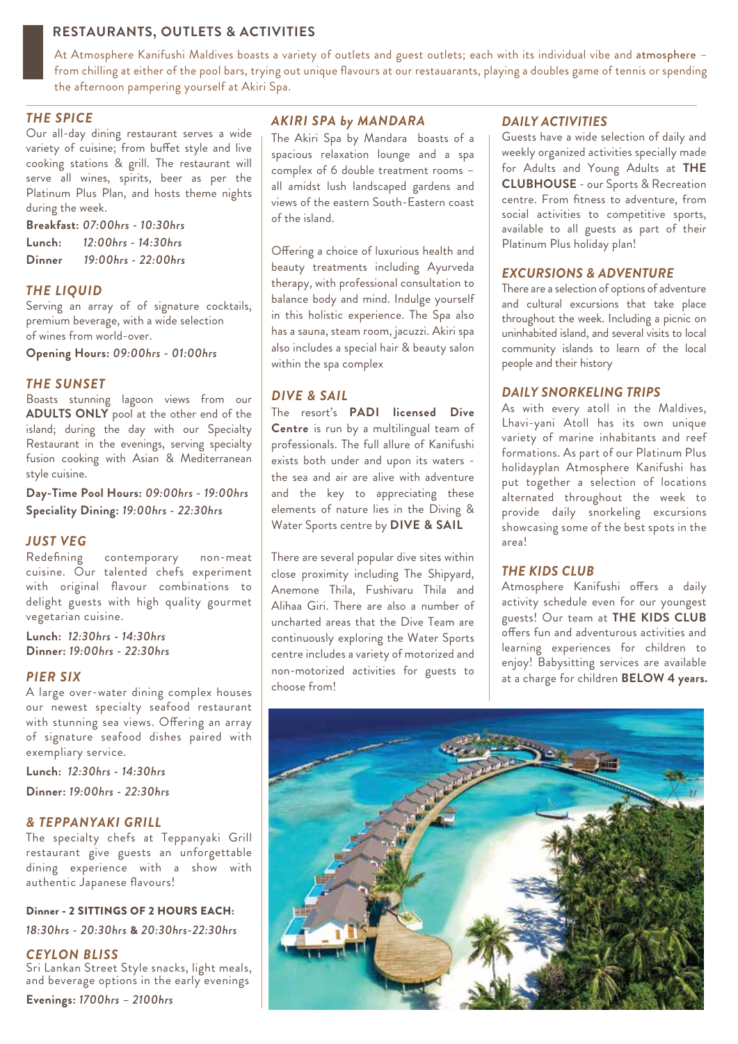## RESTAURANTS, OUTLETS & ACTIVITIES

At Atmosphere Kanifushi Maldives boasts a variety of outlets and guest outlets; each with its individual vibe and **atmosphere** – from chilling at either of the pool bars, trying out unique flavours at our restauarants, playing a doubles game of tennis or spending the afternoon pampering yourself at Akiri Spa.

### *THE SPICE*

Our all-day dining restaurant serves a wide variety of cuisine; from buffet style and live cooking stations & grill. The restaurant will serve all wines, spirits, beer as per the Platinum Plus Plan, and hosts theme nights during the week.

**Breakfast:** *07:00hrs - 10:30hrs*
**Lunch:** *12:00hrs - 14:30hrs*
**Dinner** *19:00hrs - 22:00hrs*

### *THE LIQUID*

Serving an array of of signature cocktails, premium beverage, with a wide selection of wines from world-over.

**Opening Hours:** *09:00hrs - 01:00hrs*

### *THE SUNSET*

Boasts stunning lagoon views from our **ADULTS ONLY** pool at the other end of the island; during the day with our Specialty Restaurant in the evenings, serving specialty fusion cooking with Asian & Mediterranean style cuisine.

**Day-Time Pool Hours:** *09:00hrs - 19:00hrs*
**Speciality Dining:** *19:00hrs - 22:30hrs*

### *JUST VEG*

Redefining contemporary non-meat cuisine. Our talented chefs experiment with original flavour combinations to delight guests with high quality gourmet vegetarian cuisine.

**Lunch:** *12:30hrs - 14:30hrs*
**Dinner:** *19:00hrs - 22:30hrs*

### *PIER SIX*

A large over-water dining complex houses our newest specialty seafood restaurant with stunning sea views. Offering an array of signature seafood dishes paired with exempliary service.

**Lunch:** *12:30hrs - 14:30hrs*

**Dinner:** *19:00hrs - 22:30hrs*

### *& TEPPANYAKI GRILL*

The specialty chefs at Teppanyaki Grill restaurant give guests an unforgettable dining experience with a show with authentic Japanese flavours!

**Dinner - 2 SITTINGS OF 2 HOURS EACH:**
*18:30hrs - 20:30hrs* **&** *20:30hrs-22:30hrs*

### *CEYLON BLISS*

Sri Lankan Street Style snacks, light meals, and beverage options in the early evenings

**Evenings:** *1700hrs – 2100hrs*

### *AKIRI SPA by MANDARA*

The Akiri Spa by Mandara boasts of a spacious relaxation lounge and a spa complex of 6 double treatment rooms – all amidst lush landscaped gardens and views of the eastern South-Eastern coast of the island.

Offering a choice of luxurious health and beauty treatments including Ayurveda therapy, with professional consultation to balance body and mind. Indulge yourself in this holistic experience. The Spa also has a sauna, steam room, jacuzzi. Akiri spa also includes a special hair & beauty salon within the spa complex

### *DIVE & SAIL*

The resort's **PADI licensed Dive Centre** is run by a multilingual team of professionals. The full allure of Kanifushi exists both under and upon its waters - the sea and air are alive with adventure and the key to appreciating these elements of nature lies in the Diving & Water Sports centre by **DIVE & SAIL**

There are several popular dive sites within close proximity including The Shipyard, Anemone Thila, Fushivaru Thila and Alihaa Giri. There are also a number of uncharted areas that the Dive Team are continuously exploring the Water Sports centre includes a variety of motorized and non-motorized activities for guests to choose from!

### *DAILY ACTIVITIES*

Guests have a wide selection of daily and weekly organized activities specially made for Adults and Young Adults at **THE CLUBHOUSE** - our Sports & Recreation centre. From fitness to adventure, from social activities to competitive sports, available to all guests as part of their Platinum Plus holiday plan!

### *EXCURSIONS & ADVENTURE*

There are a selection of options of adventure and cultural excursions that take place throughout the week. Including a picnic on uninhabited island, and several visits to local community islands to learn of the local people and their history

### *DAILY SNORKELING TRIPS*

As with every atoll in the Maldives, Lhavi-yani Atoll has its own unique variety of marine inhabitants and reef formations. As part of our Platinum Plus holidayplan Atmosphere Kanifushi has put together a selection of locations alternated throughout the week to provide daily snorkeling excursions showcasing some of the best spots in the area!

### *THE KIDS CLUB*

Atmosphere Kanifushi offers a daily activity schedule even for our youngest guests! Our team at **THE KIDS CLUB** offers fun and adventurous activities and learning experiences for children to enjoy! Babysitting services are available at a charge for children **BELOW 4 years.**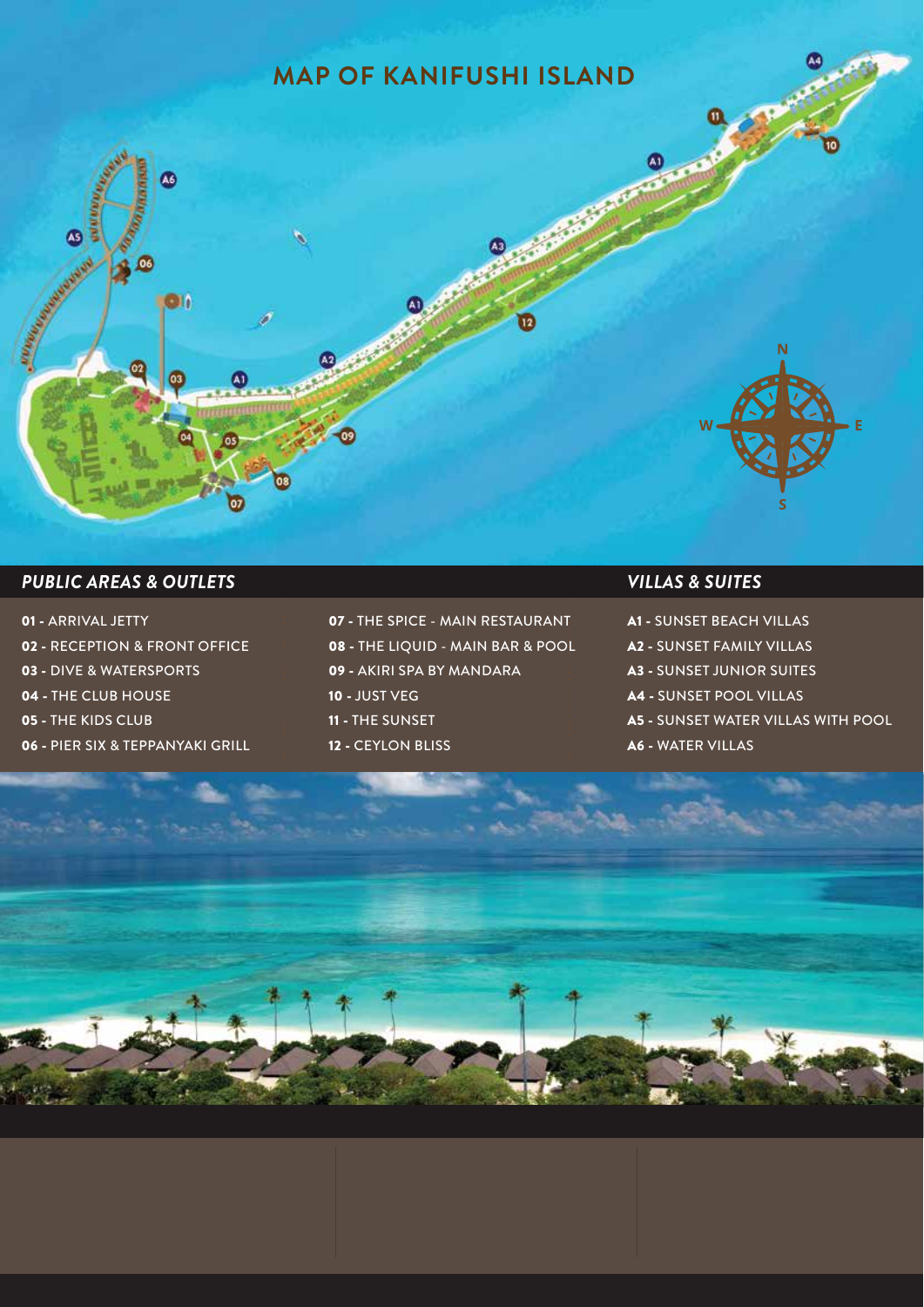# MAP OF KANIFUSHI ISLAND

N
W
E
S

## PUBLIC AREAS & OUTLETS

**01 -** ARRIVAL JETTY
**02 -** RECEPTION & FRONT OFFICE
**03 -** DIVE & WATERSPORTS
**04 -** THE CLUB HOUSE
**05 -** THE KIDS CLUB
**06 -** PIER SIX & TEPPANYAKI GRILL
**07 -** THE SPICE - MAIN RESTAURANT
**08 -** THE LIQUID - MAIN BAR & POOL
**09 -** AKIRI SPA BY MANDARA
**10 -** JUST VEG
**11 -** THE SUNSET
**12 -** CEYLON BLISS

## VILLAS & SUITES

**A1 -** SUNSET BEACH VILLAS
**A2 -** SUNSET FAMILY VILLAS
**A3 -** SUNSET JUNIOR SUITES
**A4 -** SUNSET POOL VILLAS
**A5 -** SUNSET WATER VILLAS WITH POOL
**A6 -** WATER VILLAS